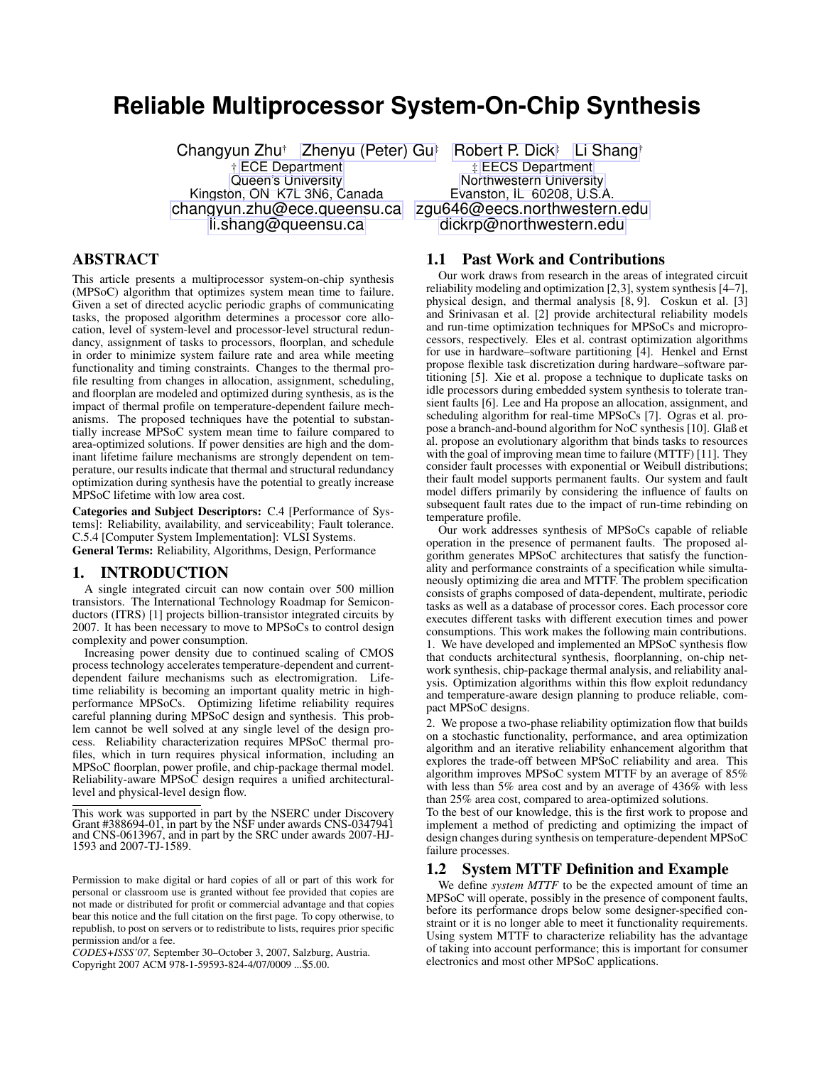# Reliable Multiprocessor System-On-Chip Synthesis

Changyun Zhu† Zhenyu (Peter) Gu‡ Robert P. Dick‡ Li Shang†

† ECE Department
Queen's University
Kingston, ON K7L 3N6, Canada
changyun.zhu@ece.queensu.ca
li.shang@queensu.ca

‡ EECS Department
Northwestern University
Evanston, IL 60208, U.S.A.
zgu646@eecs.northwestern.edu
dickrp@northwestern.edu

## ABSTRACT

This article presents a multiprocessor system-on-chip synthesis (MPSoC) algorithm that optimizes system mean time to failure. Given a set of directed acyclic periodic graphs of communicating tasks, the proposed algorithm determines a processor core allocation, level of system-level and processor-level structural redundancy, assignment of tasks to processors, floorplan, and schedule in order to minimize system failure rate and area while meeting functionality and timing constraints. Changes to the thermal profile resulting from changes in allocation, assignment, scheduling, and floorplan are modeled and optimized during synthesis, as is the impact of thermal profile on temperature-dependent failure mechanisms. The proposed techniques have the potential to substantially increase MPSoC system mean time to failure compared to area-optimized solutions. If power densities are high and the dominant lifetime failure mechanisms are strongly dependent on temperature, our results indicate that thermal and structural redundancy optimization during synthesis have the potential to greatly increase MPSoC lifetime with low area cost.

**Categories and Subject Descriptors:** C.4 [Performance of Systems]: Reliability, availability, and serviceability; Fault tolerance. C.5.4 [Computer System Implementation]: VLSI Systems.
**General Terms:** Reliability, Algorithms, Design, Performance

## 1. INTRODUCTION

A single integrated circuit can now contain over 500 million transistors. The International Technology Roadmap for Semiconductors (ITRS) [1] projects billion-transistor integrated circuits by 2007. It has been necessary to move to MPSoCs to control design complexity and power consumption.

Increasing power density due to continued scaling of CMOS process technology accelerates temperature-dependent and current-dependent failure mechanisms such as electromigration. Lifetime reliability is becoming an important quality metric in high-performance MPSoCs. Optimizing lifetime reliability requires careful planning during MPSoC design and synthesis. This problem cannot be well solved at any single level of the design process. Reliability characterization requires MPSoC thermal profiles, which in turn requires physical information, including an MPSoC floorplan, power profile, and chip-package thermal model. Reliability-aware MPSoC design requires a unified architectural-level and physical-level design flow.

This work was supported in part by the NSERC under Discovery Grant #388694-01, in part by the NSF under awards CNS-0347941 and CNS-0613967, and in part by the SRC under awards 2007-HJ-1593 and 2007-TJ-1589.

Permission to make digital or hard copies of all or part of this work for personal or classroom use is granted without fee provided that copies are not made or distributed for profit or commercial advantage and that copies bear this notice and the full citation on the first page. To copy otherwise, to republish, to post on servers or to redistribute to lists, requires prior specific permission and/or a fee.
*CODES+ISSS'07,* September 30–October 3, 2007, Salzburg, Austria.
Copyright 2007 ACM 978-1-59593-824-4/07/0009 ...$5.00.

### 1.1 Past Work and Contributions

Our work draws from research in the areas of integrated circuit reliability modeling and optimization [2,3], system synthesis [4–7], physical design, and thermal analysis [8, 9]. Coskun et al. [3] and Srinivasan et al. [2] provide architectural reliability models and run-time optimization techniques for MPSoCs and microprocessors, respectively. Eles et al. contrast optimization algorithms for use in hardware–software partitioning [4]. Henkel and Ernst propose flexible task discretization during hardware–software partitioning [5]. Xie et al. propose a technique to duplicate tasks on idle processors during embedded system synthesis to tolerate transient faults [6]. Lee and Ha propose an allocation, assignment, and scheduling algorithm for real-time MPSoCs [7]. Ogras et al. propose a branch-and-bound algorithm for NoC synthesis [10]. Glaß et al. propose an evolutionary algorithm that binds tasks to resources with the goal of improving mean time to failure (MTTF) [11]. They consider fault processes with exponential or Weibull distributions; their fault model supports permanent faults. Our system and fault model differs primarily by considering the influence of faults on subsequent fault rates due to the impact of run-time rebinding on temperature profile.

Our work addresses synthesis of MPSoCs capable of reliable operation in the presence of permanent faults. The proposed algorithm generates MPSoC architectures that satisfy the functionality and performance constraints of a specification while simultaneously optimizing die area and MTTF. The problem specification consists of graphs composed of data-dependent, multirate, periodic tasks as well as a database of processor cores. Each processor core executes different tasks with different execution times and power consumptions. This work makes the following main contributions.

1. We have developed and implemented an MPSoC synthesis flow that conducts architectural synthesis, floorplanning, on-chip network synthesis, chip-package thermal analysis, and reliability analysis. Optimization algorithms within this flow exploit redundancy and temperature-aware design planning to produce reliable, compact MPSoC designs.
2. We propose a two-phase reliability optimization flow that builds on a stochastic functionality, performance, and area optimization algorithm and an iterative reliability enhancement algorithm that explores the trade-off between MPSoC reliability and area. This algorithm improves MPSoC system MTTF by an average of 85% with less than 5% area cost and by an average of 436% with less than 25% area cost, compared to area-optimized solutions.

To the best of our knowledge, this is the first work to propose and implement a method of predicting and optimizing the impact of design changes during synthesis on temperature-dependent MPSoC failure processes.

### 1.2 System MTTF Definition and Example

We define *system MTTF* to be the expected amount of time an MPSoC will operate, possibly in the presence of component faults, before its performance drops below some designer-specified constraint or it is no longer able to meet it functionality requirements. Using system MTTF to characterize reliability has the advantage of taking into account performance; this is important for consumer electronics and most other MPSoC applications.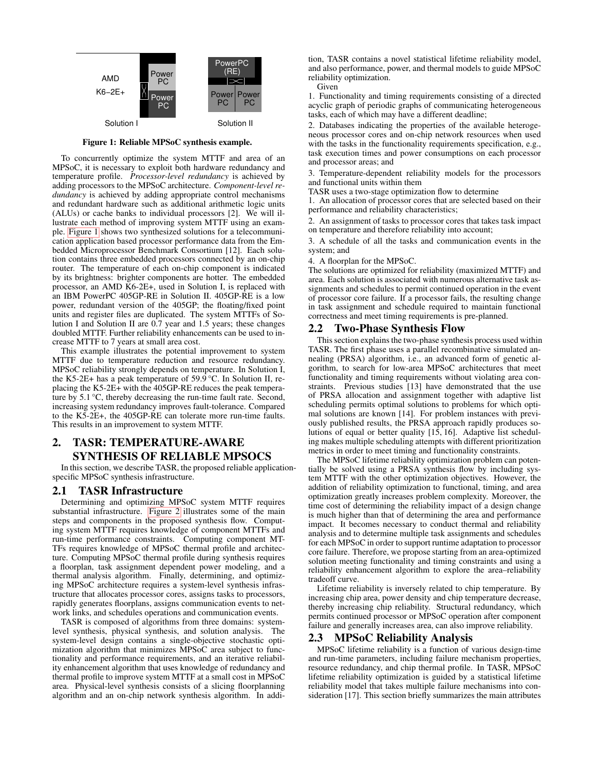Figure 1: Reliable MPSoC synthesis example.

To concurrently optimize the system MTTF and area of an MPSoC, it is necessary to exploit both hardware redundancy and temperature profile. *Processor-level redundancy* is achieved by adding processors to the MPSoC architecture. *Component-level redundancy* is achieved by adding appropriate control mechanisms and redundant hardware such as additional arithmetic logic units (ALUs) or cache banks to individual processors [2]. We will illustrate each method of improving system MTTF using an example. Figure 1 shows two synthesized solutions for a telecommunication application based processor performance data from the Embedded Microprocessor Benchmark Consortium [12]. Each solution contains three embedded processors connected by an on-chip router. The temperature of each on-chip component is indicated by its brightness: brighter components are hotter. The embedded processor, an AMD K6-2E+, used in Solution I, is replaced with an IBM PowerPC 405GP-RE in Solution II. 405GP-RE is a low power, redundant version of the 405GP; the floating/fixed point units and register files are duplicated. The system MTTFs of Solution I and Solution II are 0.7 year and 1.5 years; these changes doubled MTTF. Further reliability enhancements can be used to increase MTTF to 7 years at small area cost.

This example illustrates the potential improvement to system MTTF due to temperature reduction and resource redundancy. MPSoC reliability strongly depends on temperature. In Solution I, the K5-2E+ has a peak temperature of 59.9 °C. In Solution II, replacing the K5-2E+ with the 405GP-RE reduces the peak temperature by 5.1 °C, thereby decreasing the run-time fault rate. Second, increasing system redundancy improves fault-tolerance. Compared to the K5-2E+, the 405GP-RE can tolerate more run-time faults. This results in an improvement to system MTTF.

## 2. TASR: TEMPERATURE-AWARE SYNTHESIS OF RELIABLE MPSOCS

In this section, we describe TASR, the proposed reliable application-specific MPSoC synthesis infrastructure.

### 2.1 TASR Infrastructure

Determining and optimizing MPSoC system MTTF requires substantial infrastructure. Figure 2 illustrates some of the main steps and components in the proposed synthesis flow. Computing system MTTF requires knowledge of component MTTFs and run-time performance constraints. Computing component MTTFs requires knowledge of MPSoC thermal profile and architecture. Computing MPSoC thermal profile during synthesis requires a floorplan, task assignment dependent power modeling, and a thermal analysis algorithm. Finally, determining, and optimizing MPSoC architecture requires a system-level synthesis infrastructure that allocates processor cores, assigns tasks to processors, rapidly generates floorplans, assigns communication events to network links, and schedules operations and communication events.

TASR is composed of algorithms from three domains: system-level synthesis, physical synthesis, and solution analysis. The system-level design contains a single-objective stochastic optimization algorithm that minimizes MPSoC area subject to functionality and performance requirements, and an iterative reliability enhancement algorithm that uses knowledge of redundancy and thermal profile to improve system MTTF at a small cost in MPSoC area. Physical-level synthesis consists of a slicing floorplanning algorithm and an on-chip network synthesis algorithm. In addition, TASR contains a novel statistical lifetime reliability model, and also performance, power, and thermal models to guide MPSoC reliability optimization.

Given

1. Functionality and timing requirements consisting of a directed acyclic graph of periodic graphs of communicating heterogeneous tasks, each of which may have a different deadline;
2. Databases indicating the properties of the available heterogeneous processor cores and on-chip network resources when used with the tasks in the functionality requirements specification, e.g., task execution times and power consumptions on each processor and processor areas; and
3. Temperature-dependent reliability models for the processors and functional units within them

TASR uses a two-stage optimization flow to determine

1. An allocation of processor cores that are selected based on their performance and reliability characteristics;
2. An assignment of tasks to processor cores that takes task impact on temperature and therefore reliability into account;
3. A schedule of all the tasks and communication events in the system; and
4. A floorplan for the MPSoC.

The solutions are optimized for reliability (maximized MTTF) and area. Each solution is associated with numerous alternative task assignments and schedules to permit continued operation in the event of processor core failure. If a processor fails, the resulting change in task assignment and schedule required to maintain functional correctness and meet timing requirements is pre-planned.

### 2.2 Two-Phase Synthesis Flow

This section explains the two-phase synthesis process used within TASR. The first phase uses a parallel recombinative simulated annealing (PRSA) algorithm, i.e., an advanced form of genetic algorithm, to search for low-area MPSoC architectures that meet functionality and timing requirements without violating area constraints. Previous studies [13] have demonstrated that the use of PRSA allocation and assignment together with adaptive list scheduling permits optimal solutions to problems for which optimal solutions are known [14]. For problem instances with previously published results, the PRSA approach rapidly produces solutions of equal or better quality [15, 16]. Adaptive list scheduling makes multiple scheduling attempts with different prioritization metrics in order to meet timing and functionality constraints.

The MPSoC lifetime reliability optimization problem can potentially be solved using a PRSA synthesis flow by including system MTTF with the other optimization objectives. However, the addition of reliability optimization to functional, timing, and area optimization greatly increases problem complexity. Moreover, the time cost of determining the reliability impact of a design change is much higher than that of determining the area and performance impact. It becomes necessary to conduct thermal and reliability analysis and to determine multiple task assignments and schedules for each MPSoC in order to support runtime adaptation to processor core failure. Therefore, we propose starting from an area-optimized solution meeting functionality and timing constraints and using a reliability enhancement algorithm to explore the area–reliability tradeoff curve.

Lifetime reliability is inversely related to chip temperature. By increasing chip area, power density and chip temperature decrease, thereby increasing chip reliability. Structural redundancy, which permits continued processor or MPSoC operation after component failure and generally increases area, can also improve reliability.

### 2.3 MPSoC Reliability Analysis

MPSoC lifetime reliability is a function of various design-time and run-time parameters, including failure mechanism properties, resource redundancy, and chip thermal profile. In TASR, MPSoC lifetime reliability optimization is guided by a statistical lifetime reliability model that takes multiple failure mechanisms into consideration [17]. This section briefly summarizes the main attributes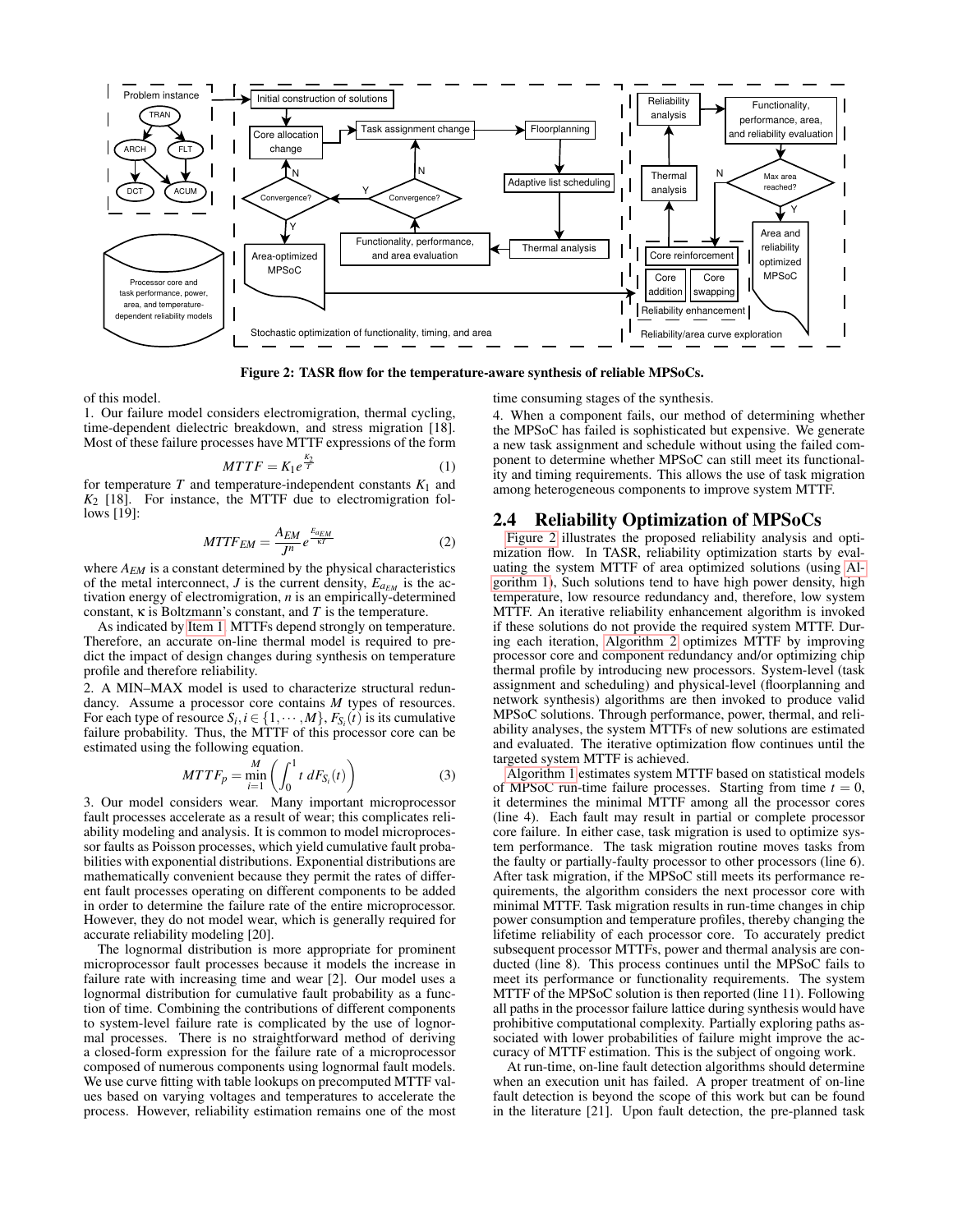Figure 2: TASR flow for the temperature-aware synthesis of reliable MPSoCs.

of this model.

1. Our failure model considers electromigration, thermal cycling, time-dependent dielectric breakdown, and stress migration [18]. Most of these failure processes have MTTF expressions of the form

$$MTTF = K_1 e^{\frac{K_2}{T}} \tag{1}$$

for temperature $T$ and temperature-independent constants $K_1$ and $K_2$ [18]. For instance, the MTTF due to electromigration follows [19]:

$$MTTF_{EM} = \frac{A_{EM}}{J^n} e^{\frac{E_{a_{EM}}}{\kappa T}} \tag{2}$$

where $A_{EM}$ is a constant determined by the physical characteristics of the metal interconnect, $J$ is the current density, $E_{a_{EM}}$ is the activation energy of electromigration, $n$ is an empirically-determined constant, $\kappa$ is Boltzmann's constant, and $T$ is the temperature.

As indicated by Item 1, MTTFs depend strongly on temperature. Therefore, an accurate on-line thermal model is required to predict the impact of design changes during synthesis on temperature profile and therefore reliability.

2. A MIN–MAX model is used to characterize structural redundancy. Assume a processor core contains $M$ types of resources. For each type of resource $S_i, i \in \{1, \cdots, M\}$, $F_{S_i}(t)$ is its cumulative failure probability. Thus, the MTTF of this processor core can be estimated using the following equation.

$$MTTF_p = \min_{i=1}^{M} \left( \int_0^1 t \, dF_{S_i}(t) \right) \tag{3}$$

3. Our model considers wear. Many important microprocessor fault processes accelerate as a result of wear; this complicates reliability modeling and analysis. It is common to model microprocessor faults as Poisson processes, which yield cumulative fault probabilities with exponential distributions. Exponential distributions are mathematically convenient because they permit the rates of different fault processes operating on different components to be added in order to determine the failure rate of the entire microprocessor. However, they do not model wear, which is generally required for accurate reliability modeling [20].

The lognormal distribution is more appropriate for prominent microprocessor fault processes because it models the increase in failure rate with increasing time and wear [2]. Our model uses a lognormal distribution for cumulative fault probability as a function of time. Combining the contributions of different components to system-level failure rate is complicated by the use of lognormal processes. There is no straightforward method of deriving a closed-form expression for the failure rate of a microprocessor composed of numerous components using lognormal fault models. We use curve fitting with table lookups on precomputed MTTF values based on varying voltages and temperatures to accelerate the process. However, reliability estimation remains one of the most time consuming stages of the synthesis.

4. When a component fails, our method of determining whether the MPSoC has failed is sophisticated but expensive. We generate a new task assignment and schedule without using the failed component to determine whether MPSoC can still meet its functionality and timing requirements. This allows the use of task migration among heterogeneous components to improve system MTTF.

## 2.4 Reliability Optimization of MPSoCs

Figure 2 illustrates the proposed reliability analysis and optimization flow. In TASR, reliability optimization starts by evaluating the system MTTF of area optimized solutions (using Algorithm 1), Such solutions tend to have high power density, high temperature, low resource redundancy and, therefore, low system MTTF. An iterative reliability enhancement algorithm is invoked if these solutions do not provide the required system MTTF. During each iteration, Algorithm 2 optimizes MTTF by improving processor core and component redundancy and/or optimizing chip thermal profile by introducing new processors. System-level (task assignment and scheduling) and physical-level (floorplanning and network synthesis) algorithms are then invoked to produce valid MPSoC solutions. Through performance, power, thermal, and reliability analyses, the system MTTFs of new solutions are estimated and evaluated. The iterative optimization flow continues until the targeted system MTTF is achieved.

Algorithm 1 estimates system MTTF based on statistical models of MPSoC run-time failure processes. Starting from time $t = 0$, it determines the minimal MTTF among all the processor cores (line 4). Each fault may result in partial or complete processor core failure. In either case, task migration is used to optimize system performance. The task migration routine moves tasks from the faulty or partially-faulty processor to other processors (line 6). After task migration, if the MPSoC still meets its performance requirements, the algorithm considers the next processor core with minimal MTTF. Task migration results in run-time changes in chip power consumption and temperature profiles, thereby changing the lifetime reliability of each processor core. To accurately predict subsequent processor MTTFs, power and thermal analysis are conducted (line 8). This process continues until the MPSoC fails to meet its performance or functionality requirements. The system MTTF of the MPSoC solution is then reported (line 11). Following all paths in the processor failure lattice during synthesis would have prohibitive computational complexity. Partially exploring paths associated with lower probabilities of failure might improve the accuracy of MTTF estimation. This is the subject of ongoing work.

At run-time, on-line fault detection algorithms should determine when an execution unit has failed. A proper treatment of on-line fault detection is beyond the scope of this work but can be found in the literature [21]. Upon fault detection, the pre-planned task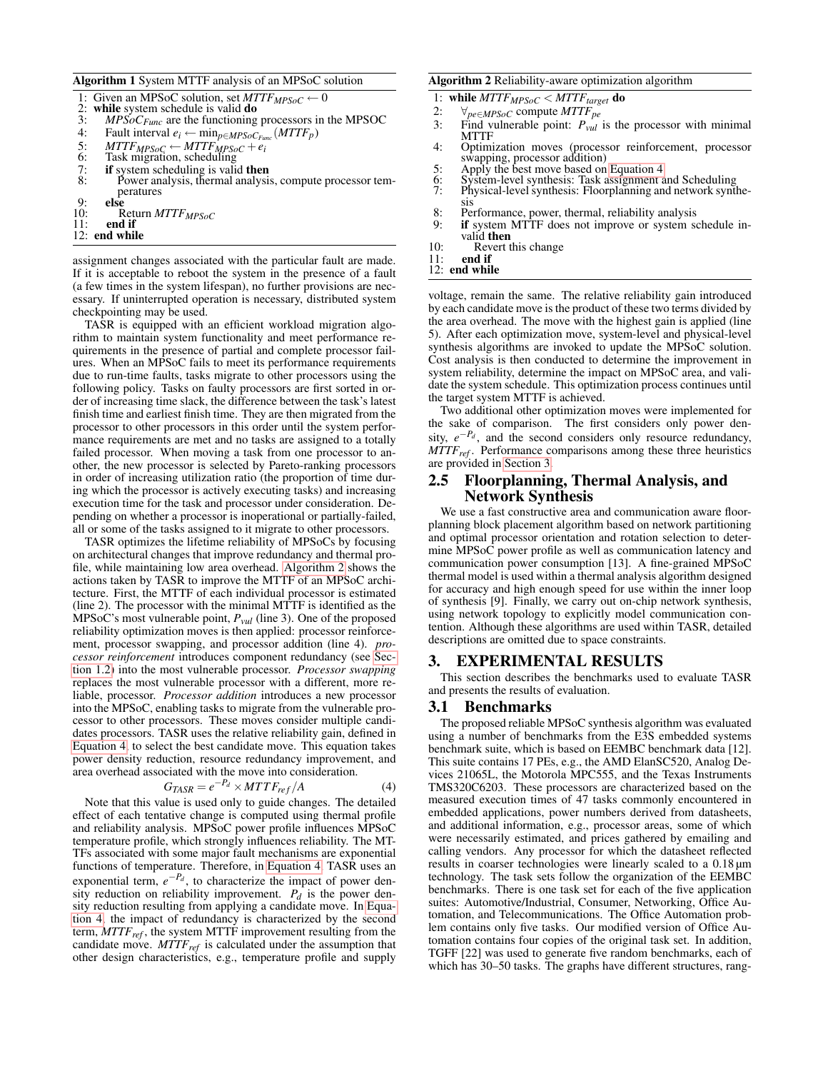**Algorithm 1** System MTTF analysis of an MPSoC solution

```
1:  Given an MPSoC solution, set MTTF_MPSoC ← 0
2:  while system schedule is valid do
3:      MPSoC_Func are the functioning processors in the MPSOC
4:      Fault interval e_i ← min_{p∈MPSoC_Func}(MTTF_p)
5:      MTTF_MPSoC ← MTTF_MPSoC + e_i
6:      Task migration, scheduling
7:      if system scheduling is valid then
8:          Power analysis, thermal analysis, compute processor temperatures
9:      else
10:         Return MTTF_MPSoC
11:     end if
12: end while
```

assignment changes associated with the particular fault are made. If it is acceptable to reboot the system in the presence of a fault (a few times in the system lifespan), no further provisions are necessary. If uninterrupted operation is necessary, distributed system checkpointing may be used.

TASR is equipped with an efficient workload migration algorithm to maintain system functionality and meet performance requirements in the presence of partial and complete processor failures. When an MPSoC fails to meet its performance requirements due to run-time faults, tasks migrate to other processors using the following policy. Tasks on faulty processors are first sorted in order of increasing time slack, the difference between the task's latest finish time and earliest finish time. They are then migrated from the processor to other processors in this order until the system performance requirements are met and no tasks are assigned to a totally failed processor. When moving a task from one processor to another, the new processor is selected by Pareto-ranking processors in order of increasing utilization ratio (the proportion of time during which the processor is actively executing tasks) and increasing execution time for the task and processor under consideration. Depending on whether a processor is inoperational or partially-failed, all or some of the tasks assigned to it migrate to other processors.

TASR optimizes the lifetime reliability of MPSoCs by focusing on architectural changes that improve redundancy and thermal profile, while maintaining low area overhead. Algorithm 2 shows the actions taken by TASR to improve the MTTF of an MPSoC architecture. First, the MTTF of each individual processor is estimated (line 2). The processor with the minimal MTTF is identified as the MPSoC's most vulnerable point, $P_{vul}$ (line 3). One of the proposed reliability optimization moves is then applied: processor reinforcement, processor swapping, and processor addition (line 4). *processor reinforcement* introduces component redundancy (see Section 1.2) into the most vulnerable processor. *Processor swapping* replaces the most vulnerable processor with a different, more reliable, processor. *Processor addition* introduces a new processor into the MPSoC, enabling tasks to migrate from the vulnerable processor to other processors. These moves consider multiple candidates processors. TASR uses the relative reliability gain, defined in Equation 4, to select the best candidate move. This equation takes power density reduction, resource redundancy improvement, and area overhead associated with the move into consideration.

$$G_{TASR} = e^{-P_d} \times MTTF_{ref}/A \tag{4}$$

Note that this value is used only to guide changes. The detailed effect of each tentative change is computed using thermal profile and reliability analysis. MPSoC power profile influences MPSoC temperature profile, which strongly influences reliability. The MTTFs associated with some major fault mechanisms are exponential functions of temperature. Therefore, in Equation 4, TASR uses an exponential term, $e^{-P_d}$, to characterize the impact of power density reduction on reliability improvement. $P_d$ is the power density reduction resulting from applying a candidate move. In Equation 4, the impact of redundancy is characterized by the second term, $MTTF_{ref}$, the system MTTF improvement resulting from the candidate move. $MTTF_{ref}$ is calculated under the assumption that other design characteristics, e.g., temperature profile and supply

**Algorithm 2** Reliability-aware optimization algorithm

```
1:  while MTTF_MPSoC < MTTF_target do
2:      ∀_{pe∈MPSoC} compute MTTF_pe
3:      Find vulnerable point: P_vul is the processor with minimal MTTF
4:      Optimization moves (processor reinforcement, processor swapping, processor addition)
5:      Apply the best move based on Equation 4
6:      System-level synthesis: Task assignment and Scheduling
7:      Physical-level synthesis: Floorplanning and network synthesis
8:      Performance, power, thermal, reliability analysis
9:      if system MTTF does not improve or system schedule invalid then
10:         Revert this change
11:     end if
12: end while
```

voltage, remain the same. The relative reliability gain introduced by each candidate move is the product of these two terms divided by the area overhead. The move with the highest gain is applied (line 5). After each optimization move, system-level and physical-level synthesis algorithms are invoked to update the MPSoC solution. Cost analysis is then conducted to determine the improvement in system reliability, determine the impact on MPSoC area, and validate the system schedule. This optimization process continues until the target system MTTF is achieved.

Two additional other optimization moves were implemented for the sake of comparison. The first considers only power density, $e^{-P_d}$, and the second considers only resource redundancy, $MTTF_{ref}$. Performance comparisons among these three heuristics are provided in Section 3.

## 2.5 Floorplanning, Thermal Analysis, and Network Synthesis

We use a fast constructive area and communication aware floorplanning block placement algorithm based on network partitioning and optimal processor orientation and rotation selection to determine MPSoC power profile as well as communication latency and communication power consumption [13]. A fine-grained MPSoC thermal model is used within a thermal analysis algorithm designed for accuracy and high enough speed for use within the inner loop of synthesis [9]. Finally, we carry out on-chip network synthesis, using network topology to explicitly model communication contention. Although these algorithms are used within TASR, detailed descriptions are omitted due to space constraints.

# 3. EXPERIMENTAL RESULTS

This section describes the benchmarks used to evaluate TASR and presents the results of evaluation.

## 3.1 Benchmarks

The proposed reliable MPSoC synthesis algorithm was evaluated using a number of benchmarks from the E3S embedded systems benchmark suite, which is based on EEMBC benchmark data [12]. This suite contains 17 PEs, e.g., the AMD ElanSC520, Analog Devices 21065L, the Motorola MPC555, and the Texas Instruments TMS320C6203. These processors are characterized based on the measured execution times of 47 tasks commonly encountered in embedded applications, power numbers derived from datasheets, and additional information, e.g., processor areas, some of which were necessarily estimated, and prices gathered by emailing and calling vendors. Any processor for which the datasheet reflected results in coarser technologies were linearly scaled to a 0.18 µm technology. The task sets follow the organization of the EEMBC benchmarks. There is one task set for each of the five application suites: Automotive/Industrial, Consumer, Networking, Office Automation, and Telecommunications. The Office Automation problem contains only five tasks. Our modified version of Office Automation contains four copies of the original task set. In addition, TGFF [22] was used to generate five random benchmarks, each of which has 30–50 tasks. The graphs have different structures, rang-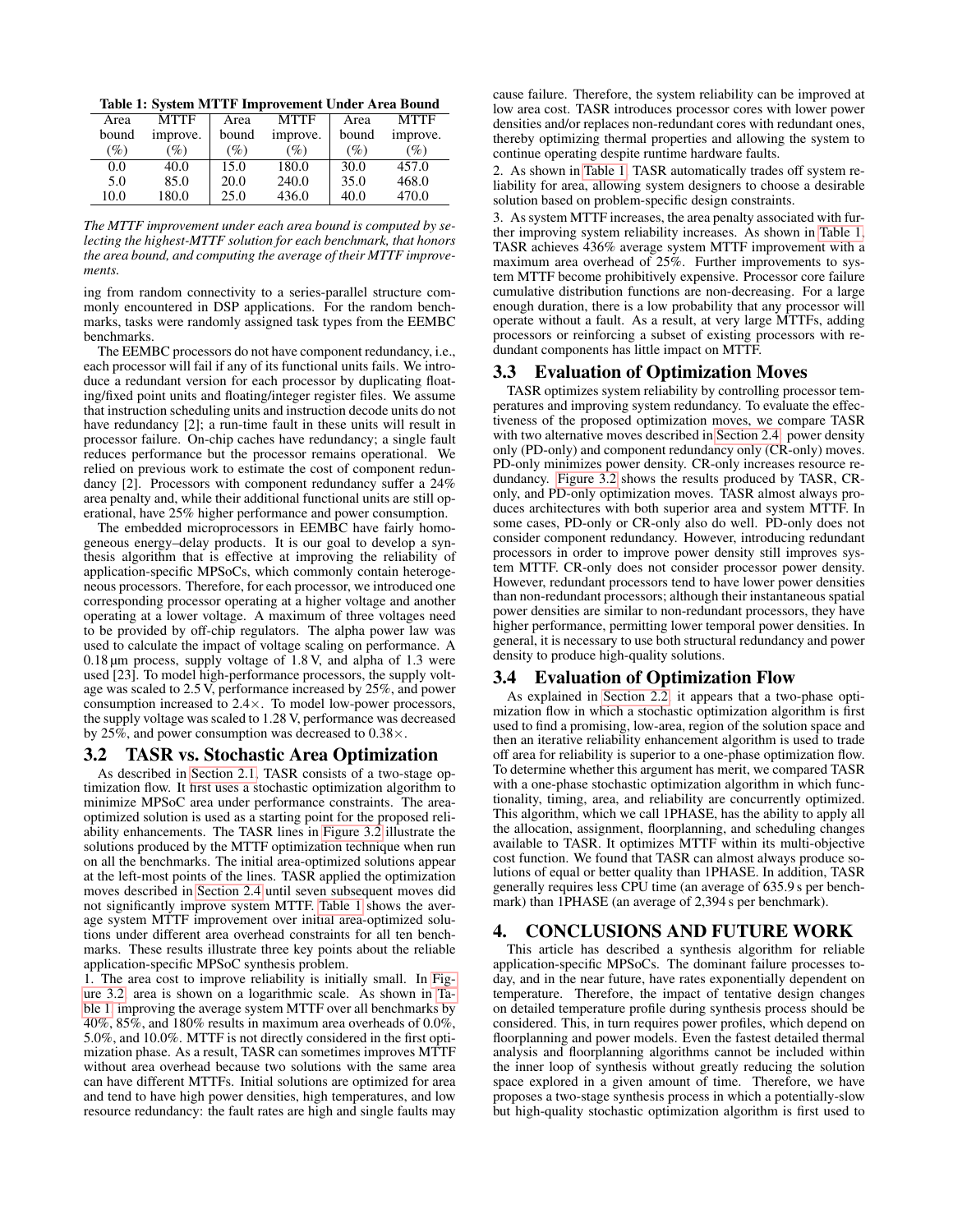**Table 1: System MTTF Improvement Under Area Bound**

| Area bound (%) | MTTF improve. (%) | Area bound (%) | MTTF improve. (%) | Area bound (%) | MTTF improve. (%) |
|---|---|---|---|---|---|
| 0.0 | 40.0 | 15.0 | 180.0 | 30.0 | 457.0 |
| 5.0 | 85.0 | 20.0 | 240.0 | 35.0 | 468.0 |
| 10.0 | 180.0 | 25.0 | 436.0 | 40.0 | 470.0 |

*The MTTF improvement under each area bound is computed by selecting the highest-MTTF solution for each benchmark, that honors the area bound, and computing the average of their MTTF improvements.*

ing from random connectivity to a series-parallel structure commonly encountered in DSP applications. For the random benchmarks, tasks were randomly assigned task types from the EEMBC benchmarks.

The EEMBC processors do not have component redundancy, i.e., each processor will fail if any of its functional units fails. We introduce a redundant version for each processor by duplicating floating/fixed point units and floating/integer register files. We assume that instruction scheduling units and instruction decode units do not have redundancy [2]; a run-time fault in these units will result in processor failure. On-chip caches have redundancy; a single fault reduces performance but the processor remains operational. We relied on previous work to estimate the cost of component redundancy [2]. Processors with component redundancy suffer a 24% area penalty and, while their additional functional units are still operational, have 25% higher performance and power consumption.

The embedded microprocessors in EEMBC have fairly homogeneous energy–delay products. It is our goal to develop a synthesis algorithm that is effective at improving the reliability of application-specific MPSoCs, which commonly contain heterogeneous processors. Therefore, for each processor, we introduced one corresponding processor operating at a higher voltage and another operating at a lower voltage. A maximum of three voltages need to be provided by off-chip regulators. The alpha power law was used to calculate the impact of voltage scaling on performance. A 0.18 µm process, supply voltage of 1.8 V, and alpha of 1.3 were used [23]. To model high-performance processors, the supply voltage was scaled to 2.5 V, performance increased by 25%, and power consumption increased to 2.4×. To model low-power processors, the supply voltage was scaled to 1.28 V, performance was decreased by 25%, and power consumption was decreased to 0.38×.

## 3.2 TASR vs. Stochastic Area Optimization

As described in Section 2.1, TASR consists of a two-stage optimization flow. It first uses a stochastic optimization algorithm to minimize MPSoC area under performance constraints. The area-optimized solution is used as a starting point for the proposed reliability enhancements. The TASR lines in Figure 3.2 illustrate the solutions produced by the MTTF optimization technique when run on all the benchmarks. The initial area-optimized solutions appear at the left-most points of the lines. TASR applied the optimization moves described in Section 2.4 until seven subsequent moves did not significantly improve system MTTF. Table 1 shows the average system MTTF improvement over initial area-optimized solutions under different area overhead constraints for all ten benchmarks. These results illustrate three key points about the reliable application-specific MPSoC synthesis problem.

1. The area cost to improve reliability is initially small. In Figure 3.2, area is shown on a logarithmic scale. As shown in Table 1, improving the average system MTTF over all benchmarks by 40%, 85%, and 180% results in maximum area overheads of 0.0%, 5.0%, and 10.0%. MTTF is not directly considered in the first optimization phase. As a result, TASR can sometimes improves MTTF without area overhead because two solutions with the same area can have different MTTFs. Initial solutions are optimized for area and tend to have high power densities, high temperatures, and low resource redundancy: the fault rates are high and single faults may cause failure. Therefore, the system reliability can be improved at low area cost. TASR introduces processor cores with lower power densities and/or replaces non-redundant cores with redundant ones, thereby optimizing thermal properties and allowing the system to continue operating despite runtime hardware faults.

2. As shown in Table 1, TASR automatically trades off system reliability for area, allowing system designers to choose a desirable solution based on problem-specific design constraints.

3. As system MTTF increases, the area penalty associated with further improving system reliability increases. As shown in Table 1, TASR achieves 436% average system MTTF improvement with a maximum area overhead of 25%. Further improvements to system MTTF become prohibitively expensive. Processor core failure cumulative distribution functions are non-decreasing. For a large enough duration, there is a low probability that any processor will operate without a fault. As a result, at very large MTTFs, adding processors or reinforcing a subset of existing processors with redundant components has little impact on MTTF.

## 3.3 Evaluation of Optimization Moves

TASR optimizes system reliability by controlling processor temperatures and improving system redundancy. To evaluate the effectiveness of the proposed optimization moves, we compare TASR with two alternative moves described in Section 2.4: power density only (PD-only) and component redundancy only (CR-only) moves. PD-only minimizes power density. CR-only increases resource redundancy. Figure 3.2 shows the results produced by TASR, CR-only, and PD-only optimization moves. TASR almost always produces architectures with both superior area and system MTTF. In some cases, PD-only or CR-only also do well. PD-only does not consider component redundancy. However, introducing redundant processors in order to improve power density still improves system MTTF. CR-only does not consider processor power density. However, redundant processors tend to have lower power densities than non-redundant processors; although their instantaneous spatial power densities are similar to non-redundant processors, they have higher performance, permitting lower temporal power densities. In general, it is necessary to use both structural redundancy and power density to produce high-quality solutions.

## 3.4 Evaluation of Optimization Flow

As explained in Section 2.2, it appears that a two-phase optimization flow in which a stochastic optimization algorithm is first used to find a promising, low-area, region of the solution space and then an iterative reliability enhancement algorithm is used to trade off area for reliability is superior to a one-phase optimization flow. To determine whether this argument has merit, we compared TASR with a one-phase stochastic optimization algorithm in which functionality, timing, area, and reliability are concurrently optimized. This algorithm, which we call 1PHASE, has the ability to apply all the allocation, assignment, floorplanning, and scheduling changes available to TASR. It optimizes MTTF within its multi-objective cost function. We found that TASR can almost always produce solutions of equal or better quality than 1PHASE. In addition, TASR generally requires less CPU time (an average of 635.9 s per benchmark) than 1PHASE (an average of 2,394 s per benchmark).

# 4. CONCLUSIONS AND FUTURE WORK

This article has described a synthesis algorithm for reliable application-specific MPSoCs. The dominant failure processes today, and in the near future, have rates exponentially dependent on temperature. Therefore, the impact of tentative design changes on detailed temperature profile during synthesis process should be considered. This, in turn requires power profiles, which depend on floorplanning and power models. Even the fastest detailed thermal analysis and floorplanning algorithms cannot be included within the inner loop of synthesis without greatly reducing the solution space explored in a given amount of time. Therefore, we have proposes a two-stage synthesis process in which a potentially-slow but high-quality stochastic optimization algorithm is first used to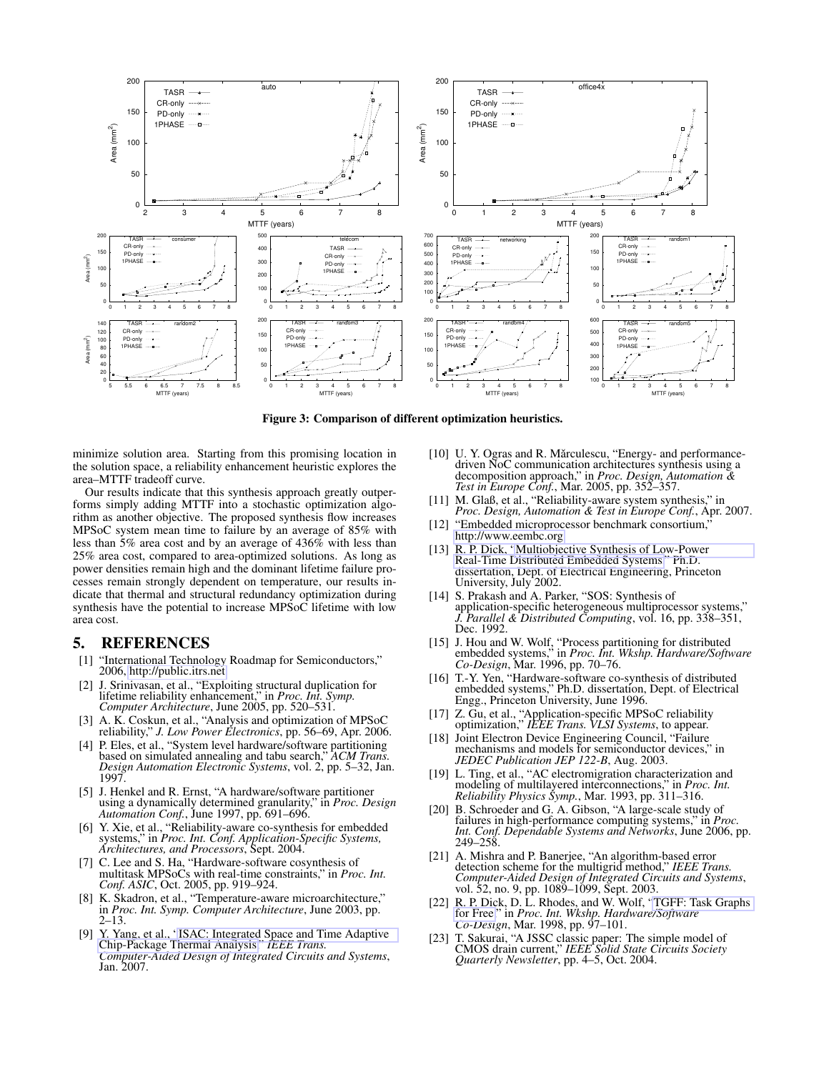auto

TASR
CR-only
PD-only
1PHASE

Area (mm$^2$)

MTTF (years)

office4x

consumer

telecom

networking

random1

random2

random3

random4

random5

Figure 3: Comparison of different optimization heuristics.

minimize solution area. Starting from this promising location in the solution space, a reliability enhancement heuristic explores the area–MTTF tradeoff curve.

Our results indicate that this synthesis approach greatly outperforms simply adding MTTF into a stochastic optimization algorithm as another objective. The proposed synthesis flow increases MPSoC system mean time to failure by an average of 85% with less than 5% area cost and by an average of 436% with less than 25% area cost, compared to area-optimized solutions. As long as power densities remain high and the dominant lifetime failure processes remain strongly dependent on temperature, our results indicate that thermal and structural redundancy optimization during synthesis have the potential to increase MPSoC lifetime with low area cost.

## 5. REFERENCES

[1] "International Technology Roadmap for Semiconductors," 2006, http://public.itrs.net

[2] J. Srinivasan, et al., "Exploiting structural duplication for lifetime reliability enhancement," in *Proc. Int. Symp. Computer Architecture*, June 2005, pp. 520–531.

[3] A. K. Coskun, et al., "Analysis and optimization of MPSoC reliability," *J. Low Power Electronics*, pp. 56–69, Apr. 2006.

[4] P. Eles, et al., "System level hardware/software partitioning based on simulated annealing and tabu search," *ACM Trans. Design Automation Electronic Systems*, vol. 2, pp. 5–32, Jan. 1997.

[5] J. Henkel and R. Ernst, "A hardware/software partitioner using a dynamically determined granularity," in *Proc. Design Automation Conf.*, June 1997, pp. 691–696.

[6] Y. Xie, et al., "Reliability-aware co-synthesis for embedded systems," in *Proc. Int. Conf. Application-Specific Systems, Architectures, and Processors*, Sept. 2004.

[7] C. Lee and S. Ha, "Hardware-software cosynthesis of multitask MPSoCs with real-time constraints," in *Proc. Int. Conf. ASIC*, Oct. 2005, pp. 919–924.

[8] K. Skadron, et al., "Temperature-aware microarchitecture," in *Proc. Int. Symp. Computer Architecture*, June 2003, pp. 2–13.

[9] Y. Yang, et al., "ISAC: Integrated Space and Time Adaptive Chip-Package Thermal Analysis," *IEEE Trans. Computer-Aided Design of Integrated Circuits and Systems*, Jan. 2007.

[10] U. Y. Ogras and R. Mărculescu, "Energy- and performance-driven NoC communication architectures synthesis using a decomposition approach," in *Proc. Design, Automation & Test in Europe Conf.*, Mar. 2005, pp. 352–357.

[11] M. Glaß, et al., "Reliability-aware system synthesis," in *Proc. Design, Automation & Test in Europe Conf.*, Apr. 2007.

[12] "Embedded microprocessor benchmark consortium," http://www.eembc.org

[13] R. P. Dick, "Multiobjective Synthesis of Low-Power Real-Time Distributed Embedded Systems," Ph.D. dissertation, Dept. of Electrical Engineering, Princeton University, July 2002.

[14] S. Prakash and A. Parker, "SOS: Synthesis of application-specific heterogeneous multiprocessor systems," *J. Parallel & Distributed Computing*, vol. 16, pp. 338–351, Dec. 1992.

[15] J. Hou and W. Wolf, "Process partitioning for distributed embedded systems," in *Proc. Int. Wkshp. Hardware/Software Co-Design*, Mar. 1996, pp. 70–76.

[16] T.-Y. Yen, "Hardware-software co-synthesis of distributed embedded systems," Ph.D. dissertation, Dept. of Electrical Engg., Princeton University, June 1996.

[17] Z. Gu, et al., "Application-specific MPSoC reliability optimization," *IEEE Trans. VLSI Systems*, to appear.

[18] Joint Electron Device Engineering Council, "Failure mechanisms and models for semiconductor devices," in *JEDEC Publication JEP 122-B*, Aug. 2003.

[19] L. Ting, et al., "AC electromigration characterization and modeling of multilayered interconnections," in *Proc. Int. Reliability Physics Symp.*, Mar. 1993, pp. 311–316.

[20] B. Schroeder and G. A. Gibson, "A large-scale study of failures in high-performance computing systems," in *Proc. Int. Conf. Dependable Systems and Networks*, June 2006, pp. 249–258.

[21] A. Mishra and P. Banerjee, "An algorithm-based error detection scheme for the multigrid method," *IEEE Trans. Computer-Aided Design of Integrated Circuits and Systems*, vol. 52, no. 9, pp. 1089–1099, Sept. 2003.

[22] R. P. Dick, D. L. Rhodes, and W. Wolf, "TGFF: Task Graphs for Free," in *Proc. Int. Wkshp. Hardware/Software Co-Design*, Mar. 1998, pp. 97–101.

[23] T. Sakurai, "A JSSC classic paper: The simple model of CMOS drain current," *IEEE Solid State Circuits Society Quarterly Newsletter*, pp. 4–5, Oct. 2004.